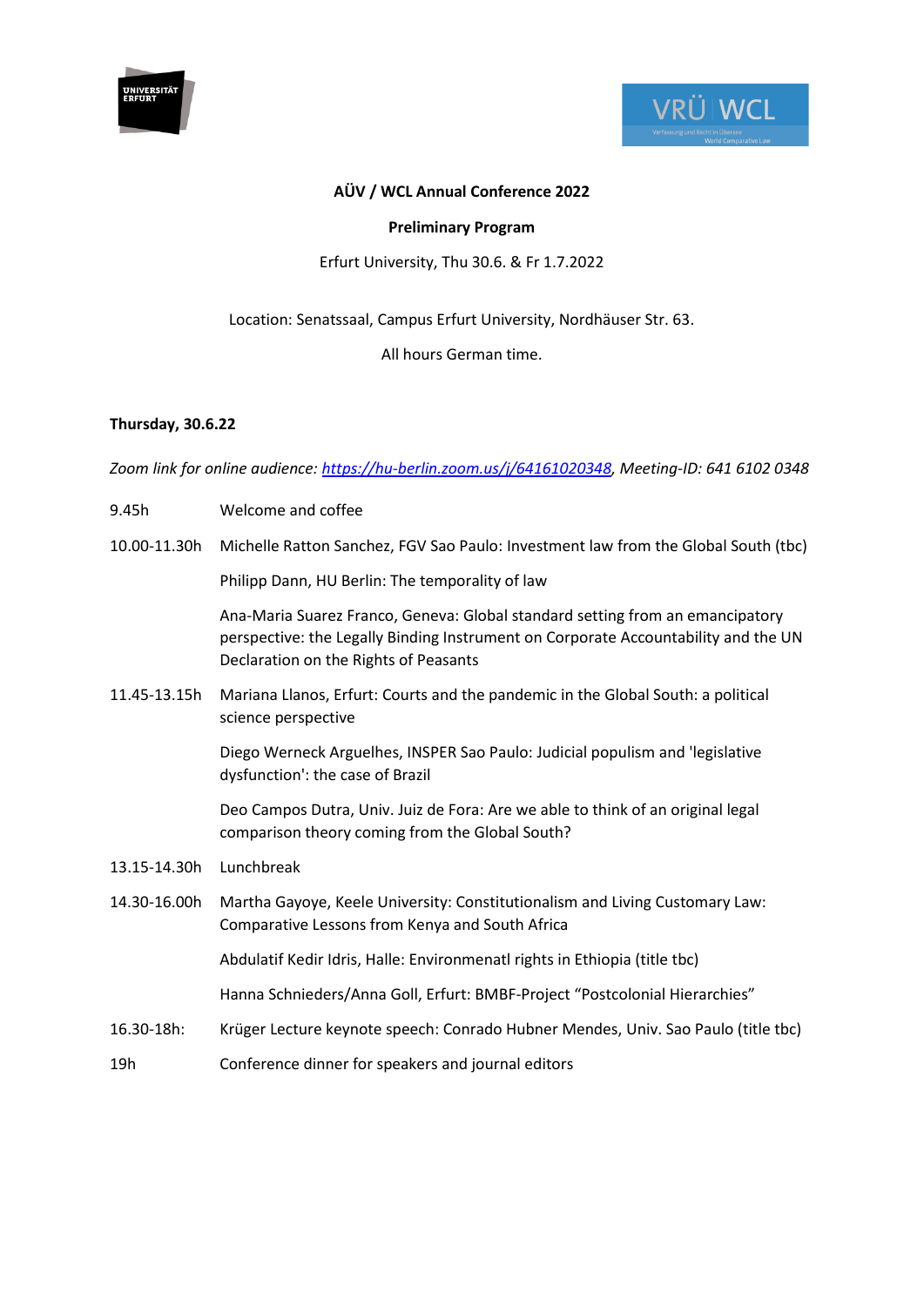**AÜV / WCL Annual Conference 2022**

**Preliminary Program**

Erfurt University, Thu 30.6. & Fr 1.7.2022

Location: Senatssaal, Campus Erfurt University, Nordhäuser Str. 63.

All hours German time.

**Thursday, 30.6.22**

*Zoom link for online audience: [https://hu-berlin.zoom.us/j/64161020348](https://hu-berlin.zoom.us/j/64161020348), Meeting-ID: 641 6102 0348*

| | |
|---|---|
| 9.45h | Welcome and coffee |
| 10.00-11.30h | Michelle Ratton Sanchez, FGV Sao Paulo: Investment law from the Global South (tbc) |
| | Philipp Dann, HU Berlin: The temporality of law |
| | Ana-Maria Suarez Franco, Geneva: Global standard setting from an emancipatory perspective: the Legally Binding Instrument on Corporate Accountability and the UN Declaration on the Rights of Peasants |
| 11.45-13.15h | Mariana Llanos, Erfurt: Courts and the pandemic in the Global South: a political science perspective |
| | Diego Werneck Arguelhes, INSPER Sao Paulo: Judicial populism and 'legislative dysfunction': the case of Brazil |
| | Deo Campos Dutra, Univ. Juiz de Fora: Are we able to think of an original legal comparison theory coming from the Global South? |
| 13.15-14.30h | Lunchbreak |
| 14.30-16.00h | Martha Gayoye, Keele University: Constitutionalism and Living Customary Law: Comparative Lessons from Kenya and South Africa |
| | Abdulatif Kedir Idris, Halle: Environmenatl rights in Ethiopia (title tbc) |
| | Hanna Schnieders/Anna Goll, Erfurt: BMBF-Project "Postcolonial Hierarchies" |
| 16.30-18h: | Krüger Lecture keynote speech: Conrado Hubner Mendes, Univ. Sao Paulo (title tbc) |
| 19h | Conference dinner for speakers and journal editors |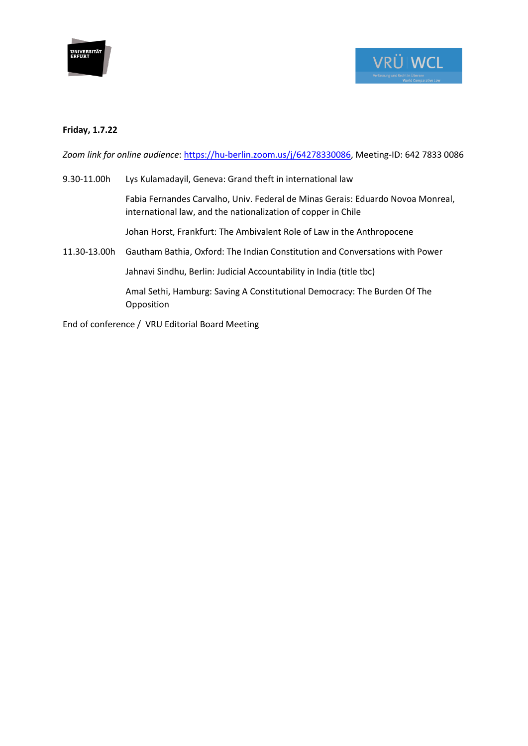**Friday, 1.7.22**

*Zoom link for online audience*: https://hu-berlin.zoom.us/j/64278330086, Meeting-ID: 642 7833 0086

9.30-11.00h Lys Kulamadayil, Geneva: Grand theft in international law

Fabia Fernandes Carvalho, Univ. Federal de Minas Gerais: Eduardo Novoa Monreal, international law, and the nationalization of copper in Chile

Johan Horst, Frankfurt: The Ambivalent Role of Law in the Anthropocene

11.30-13.00h Gautham Bathia, Oxford: The Indian Constitution and Conversations with Power

Jahnavi Sindhu, Berlin: Judicial Accountability in India (title tbc)

Amal Sethi, Hamburg: Saving A Constitutional Democracy: The Burden Of The Opposition

End of conference / VRU Editorial Board Meeting